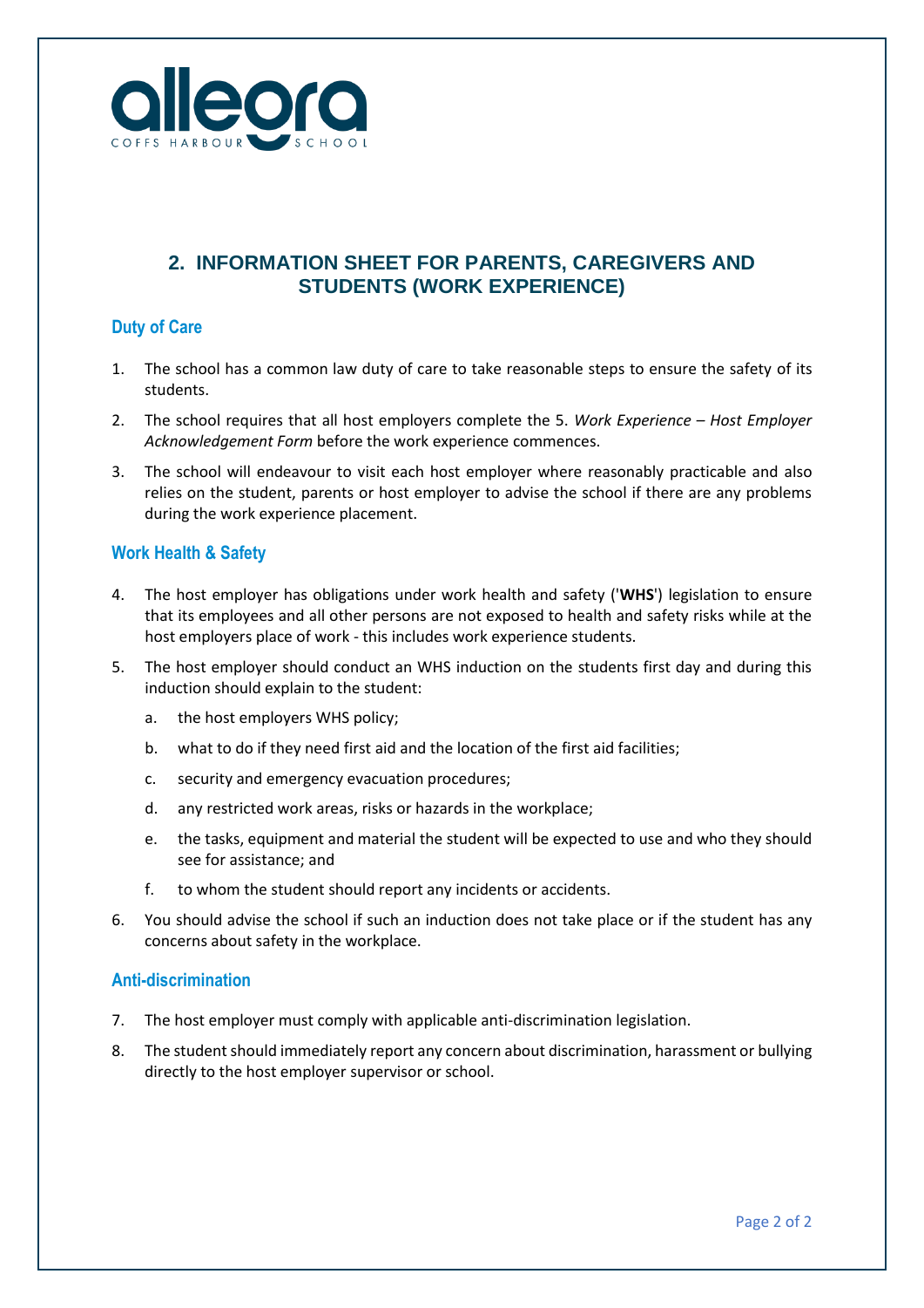# 2. INFORMATION SHEET FOR PARENTS, CAREGIVERS AND STUDENTS (WORK EXPERIENCE)

## Duty of Care

1. The school has a common law duty of care to take reasonable steps to ensure the safety of its students.
2. The school requires that all host employers complete the 5. *Work Experience – Host Employer Acknowledgement Form* before the work experience commences.
3. The school will endeavour to visit each host employer where reasonably practicable and also relies on the student, parents or host employer to advise the school if there are any problems during the work experience placement.

## Work Health & Safety

4. The host employer has obligations under work health and safety ('**WHS**') legislation to ensure that its employees and all other persons are not exposed to health and safety risks while at the host employers place of work - this includes work experience students.
5. The host employer should conduct an WHS induction on the students first day and during this induction should explain to the student:
    a. the host employers WHS policy;
    b. what to do if they need first aid and the location of the first aid facilities;
    c. security and emergency evacuation procedures;
    d. any restricted work areas, risks or hazards in the workplace;
    e. the tasks, equipment and material the student will be expected to use and who they should see for assistance; and
    f. to whom the student should report any incidents or accidents.
6. You should advise the school if such an induction does not take place or if the student has any concerns about safety in the workplace.

## Anti-discrimination

7. The host employer must comply with applicable anti-discrimination legislation.
8. The student should immediately report any concern about discrimination, harassment or bullying directly to the host employer supervisor or school.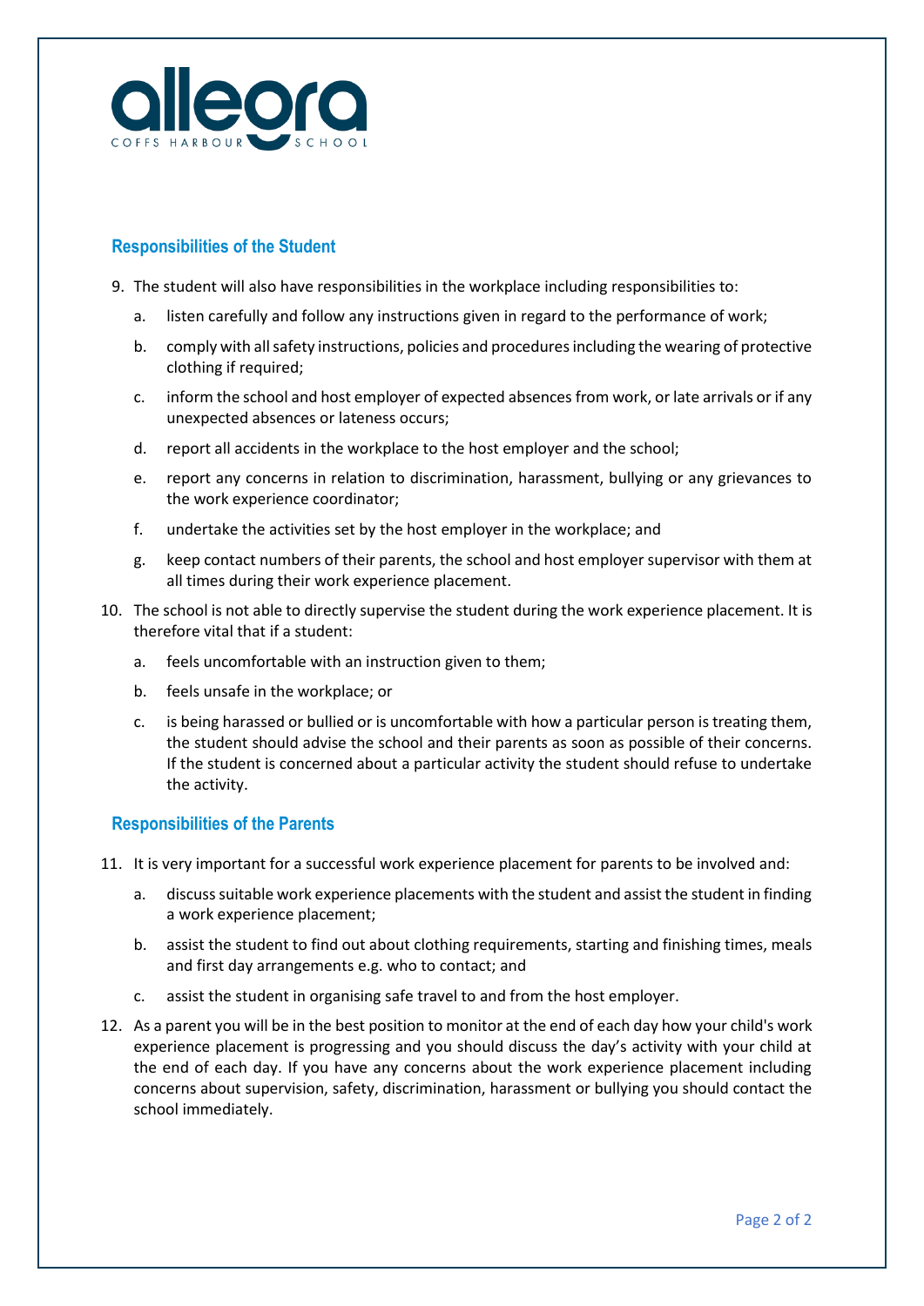## Responsibilities of the Student

9. The student will also have responsibilities in the workplace including responsibilities to:
   a. listen carefully and follow any instructions given in regard to the performance of work;
   b. comply with all safety instructions, policies and procedures including the wearing of protective clothing if required;
   c. inform the school and host employer of expected absences from work, or late arrivals or if any unexpected absences or lateness occurs;
   d. report all accidents in the workplace to the host employer and the school;
   e. report any concerns in relation to discrimination, harassment, bullying or any grievances to the work experience coordinator;
   f. undertake the activities set by the host employer in the workplace; and
   g. keep contact numbers of their parents, the school and host employer supervisor with them at all times during their work experience placement.
10. The school is not able to directly supervise the student during the work experience placement. It is therefore vital that if a student:
    a. feels uncomfortable with an instruction given to them;
    b. feels unsafe in the workplace; or
    c. is being harassed or bullied or is uncomfortable with how a particular person is treating them, the student should advise the school and their parents as soon as possible of their concerns. If the student is concerned about a particular activity the student should refuse to undertake the activity.

## Responsibilities of the Parents

11. It is very important for a successful work experience placement for parents to be involved and:
    a. discuss suitable work experience placements with the student and assist the student in finding a work experience placement;
    b. assist the student to find out about clothing requirements, starting and finishing times, meals and first day arrangements e.g. who to contact; and
    c. assist the student in organising safe travel to and from the host employer.
12. As a parent you will be in the best position to monitor at the end of each day how your child's work experience placement is progressing and you should discuss the day's activity with your child at the end of each day. If you have any concerns about the work experience placement including concerns about supervision, safety, discrimination, harassment or bullying you should contact the school immediately.